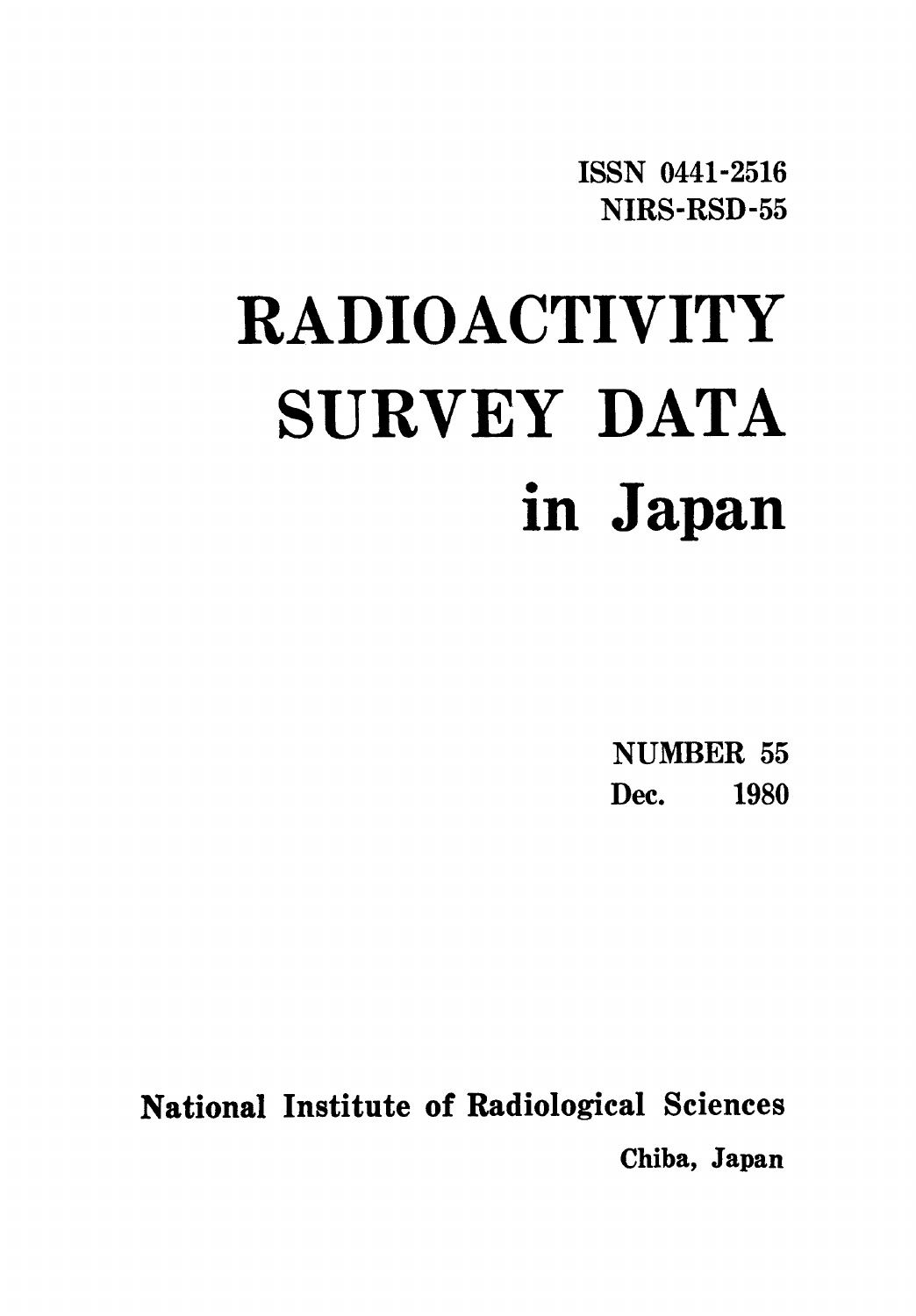ISSN 0441-2516
NIRS-RSD-55

# RADIOACTIVITY SURVEY DATA in Japan

NUMBER 55
Dec. 1980

**National Institute of Radiological Sciences**
**Chiba, Japan**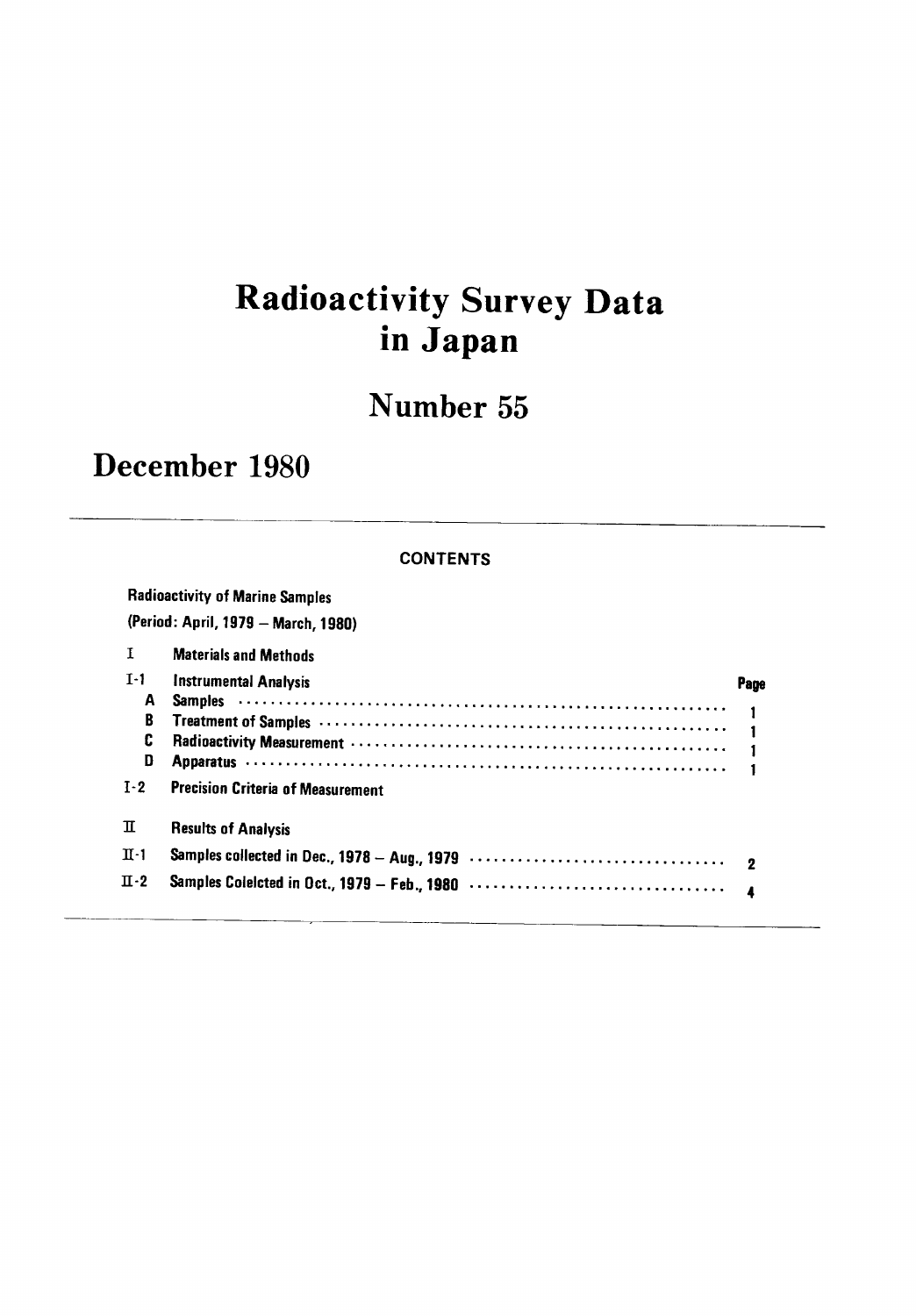# Radioactivity Survey Data in Japan

## Number 55

## December 1980

---

**CONTENTS**

Radioactivity of Marine Samples

(Period: April, 1979 – March, 1980)

| | | Page |
|---|---|---|
| I | Materials and Methods | |
| I-1 | Instrumental Analysis | |
| A | Samples | 1 |
| B | Treatment of Samples | 1 |
| C | Radioactivity Measurement | 1 |
| D | Apparatus | 1 |
| I-2 | Precision Criteria of Measurement | |
| II | Results of Analysis | |
| II-1 | Samples collected in Dec., 1978 – Aug., 1979 | 2 |
| II-2 | Samples Coleicted in Oct., 1979 – Feb., 1980 | 4 |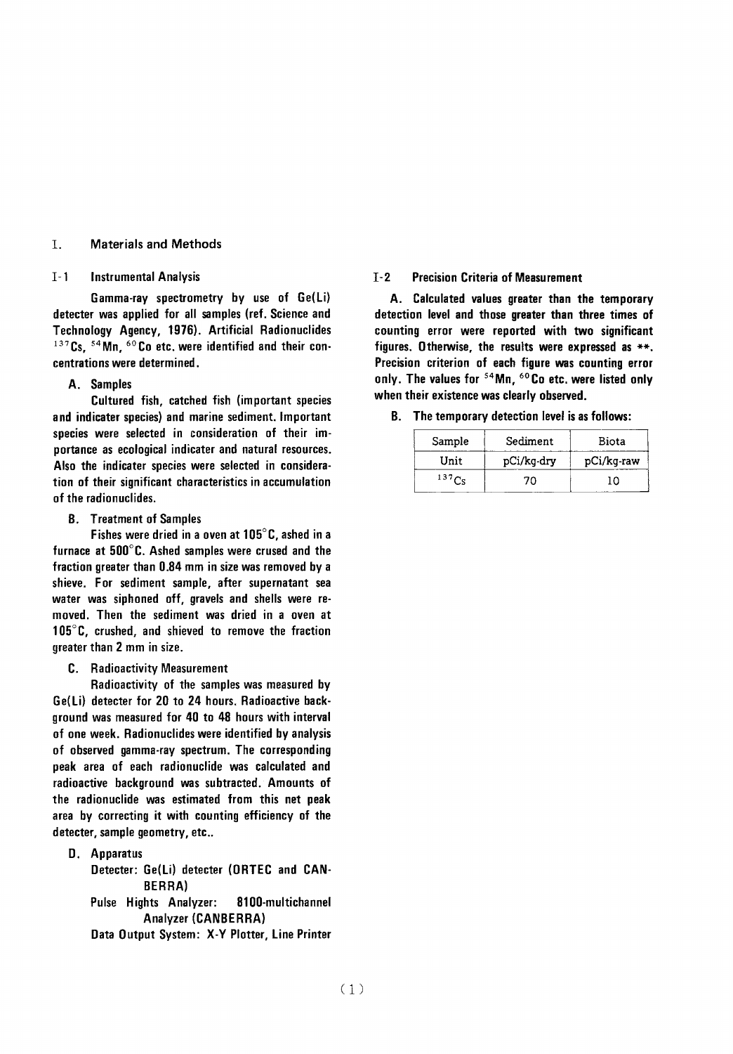# I. Materials and Methods

## I-1 Instrumental Analysis

Gamma-ray spectrometry by use of Ge(Li) detecter was applied for all samples (ref. Science and Technology Agency, 1976). Artificial Radionuclides $^{137}Cs$, $^{54}Mn$, $^{60}Co$ etc. were identified and their concentrations were determined.

### A. Samples

Cultured fish, catched fish (important species and indicater species) and marine sediment. Important species were selected in consideration of their importance as ecological indicater and natural resources. Also the indicater species were selected in consideration of their significant characteristics in accumulation of the radionuclides.

### B. Treatment of Samples

Fishes were dried in a oven at 105°C, ashed in a furnace at 500°C. Ashed samples were crused and the fraction greater than 0.84 mm in size was removed by a shieve. For sediment sample, after supernatant sea water was siphoned off, gravels and shells were removed. Then the sediment was dried in a oven at 105°C, crushed, and shieved to remove the fraction greater than 2 mm in size.

### C. Radioactivity Measurement

Radioactivity of the samples was measured by Ge(Li) detecter for 20 to 24 hours. Radioactive background was measured for 40 to 48 hours with interval of one week. Radionuclides were identified by analysis of observed gamma-ray spectrum. The corresponding peak area of each radionuclide was calculated and radioactive background was subtracted. Amounts of the radionuclide was estimated from this net peak area by correcting it with counting efficiency of the detecter, sample geometry, etc..

### D. Apparatus

Detecter: Ge(Li) detecter (ORTEC and CANBERRA)

Pulse Hights Analyzer: 8100-multichannel Analyzer (CANBERRA)

Data Output System: X-Y Plotter, Line Printer

## I-2 Precision Criteria of Measurement

**A.** Calculated values greater than the temporary detection level and those greater than three times of counting error were reported with two significant figures. Otherwise, the results were expressed as **. Precision criterion of each figure was counting error only. The values for $^{54}Mn$, $^{60}Co$ etc. were listed only when their existence was clearly observed.

**B.** The temporary detection level is as follows:

| Sample | Sediment | Biota |
|---|---|---|
| Unit | pCi/kg-dry | pCi/kg-raw |
| $^{137}Cs$ | 70 | 10 |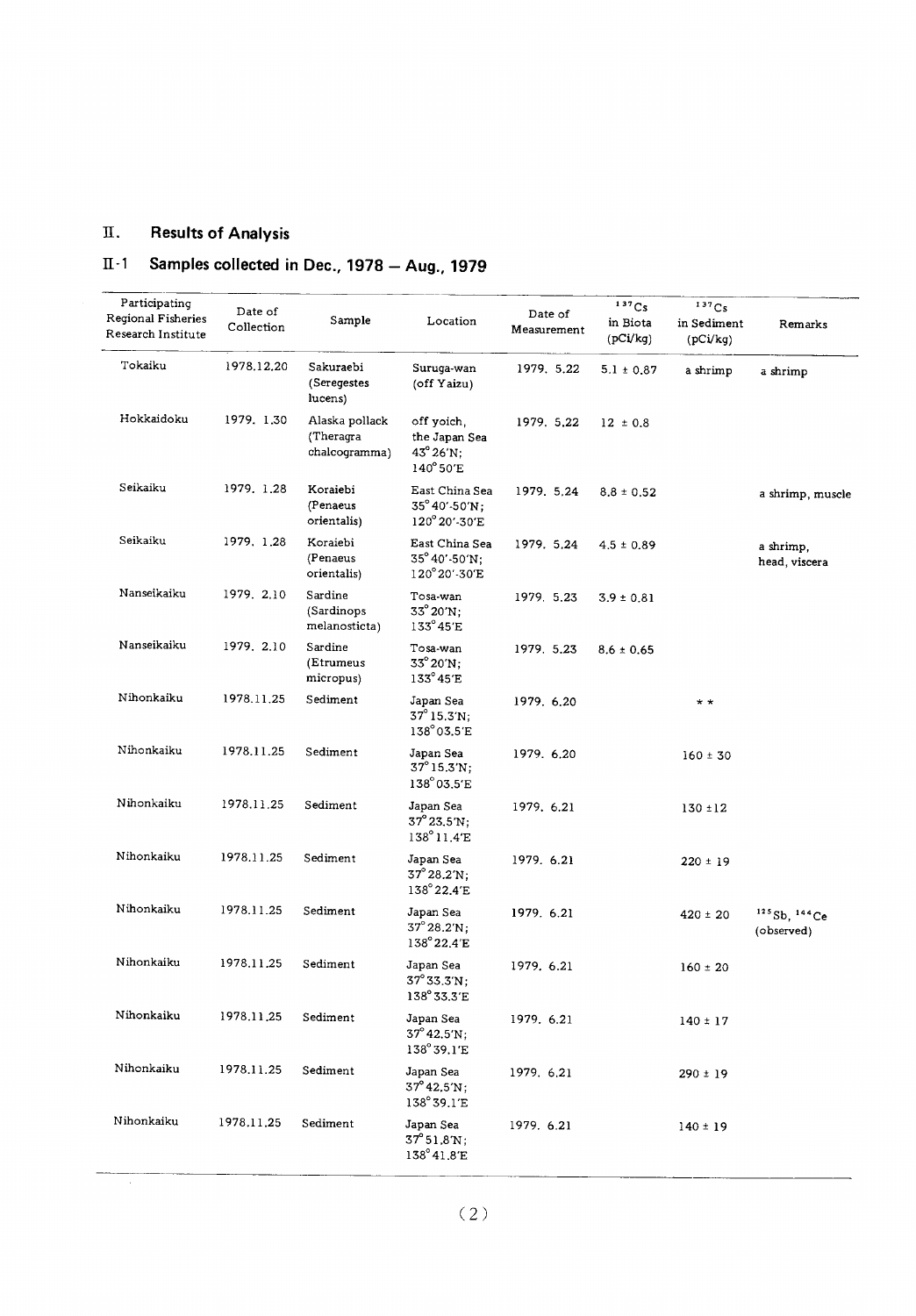# II. Results of Analysis

## II-1 Samples collected in Dec., 1978 – Aug., 1979

| Participating Regional Fisheries Research Institute | Date of Collection | Sample | Location | Date of Measurement | $^{137}Cs$ in Biota (pCi/kg) | $^{137}Cs$ in Sediment (pCi/kg) | Remarks |
|---|---|---|---|---|---|---|---|
| Tokaiku | 1978.12.20 | Sakuraebi (Seregestes lucens) | Suruga-wan (off Yaizu) | 1979. 5.22 | 5.1 ± 0.87 | a shrimp | a shrimp |
| Hokkaidoku | 1979. 1.30 | Alaska pollack (Theragra chalcogramma) | off yoich, the Japan Sea 43°26'N; 140°50'E | 1979. 5.22 | 12 ± 0.8 | | |
| Seikaiku | 1979. 1.28 | Koraiebi (Penaeus orientalis) | East China Sea 35°40'-50'N; 120°20'-30'E | 1979. 5.24 | 8.8 ± 0.52 | | a shrimp, muscle |
| Seikaiku | 1979. 1.28 | Koraiebi (Penaeus orientalis) | East China Sea 35°40'-50'N; 120°20'-30'E | 1979. 5.24 | 4.5 ± 0.89 | | a shrimp, head, viscera |
| Nanseikaiku | 1979. 2.10 | Sardine (Sardinops melanosticta) | Tosa-wan 33°20'N; 133°45'E | 1979. 5.23 | 3.9 ± 0.81 | | |
| Nanseikaiku | 1979. 2.10 | Sardine (Etrumeus micropus) | Tosa-wan 33°20'N; 133°45'E | 1979. 5.23 | 8.6 ± 0.65 | | |
| Nihonkaiku | 1978.11.25 | Sediment | Japan Sea 37°15.3'N; 138°03.5'E | 1979. 6.20 | | * * | |
| Nihonkaiku | 1978.11.25 | Sediment | Japan Sea 37°15.3'N; 138°03.5'E | 1979. 6.20 | | 160 ± 30 | |
| Nihonkaiku | 1978.11.25 | Sediment | Japan Sea 37°23.5'N; 138°11.4'E | 1979. 6.21 | | 130 ±12 | |
| Nihonkaiku | 1978.11.25 | Sediment | Japan Sea 37°28.2'N; 138°22.4'E | 1979. 6.21 | | 220 ± 19 | |
| Nihonkaiku | 1978.11.25 | Sediment | Japan Sea 37°28.2'N; 138°22.4'E | 1979. 6.21 | | 420 ± 20 | $^{125}Sb$, $^{144}Ce$ (observed) |
| Nihonkaiku | 1978.11.25 | Sediment | Japan Sea 37°33.3'N; 138°33.3'E | 1979. 6.21 | | 160 ± 20 | |
| Nihonkaiku | 1978.11.25 | Sediment | Japan Sea 37°42.5'N; 138°39.1'E | 1979. 6.21 | | 140 ± 17 | |
| Nihonkaiku | 1978.11.25 | Sediment | Japan Sea 37°42.5'N; 138°39.1'E | 1979. 6.21 | | 290 ± 19 | |
| Nihonkaiku | 1978.11.25 | Sediment | Japan Sea 37°51.8'N; 138°41.8'E | 1979. 6.21 | | 140 ± 19 | |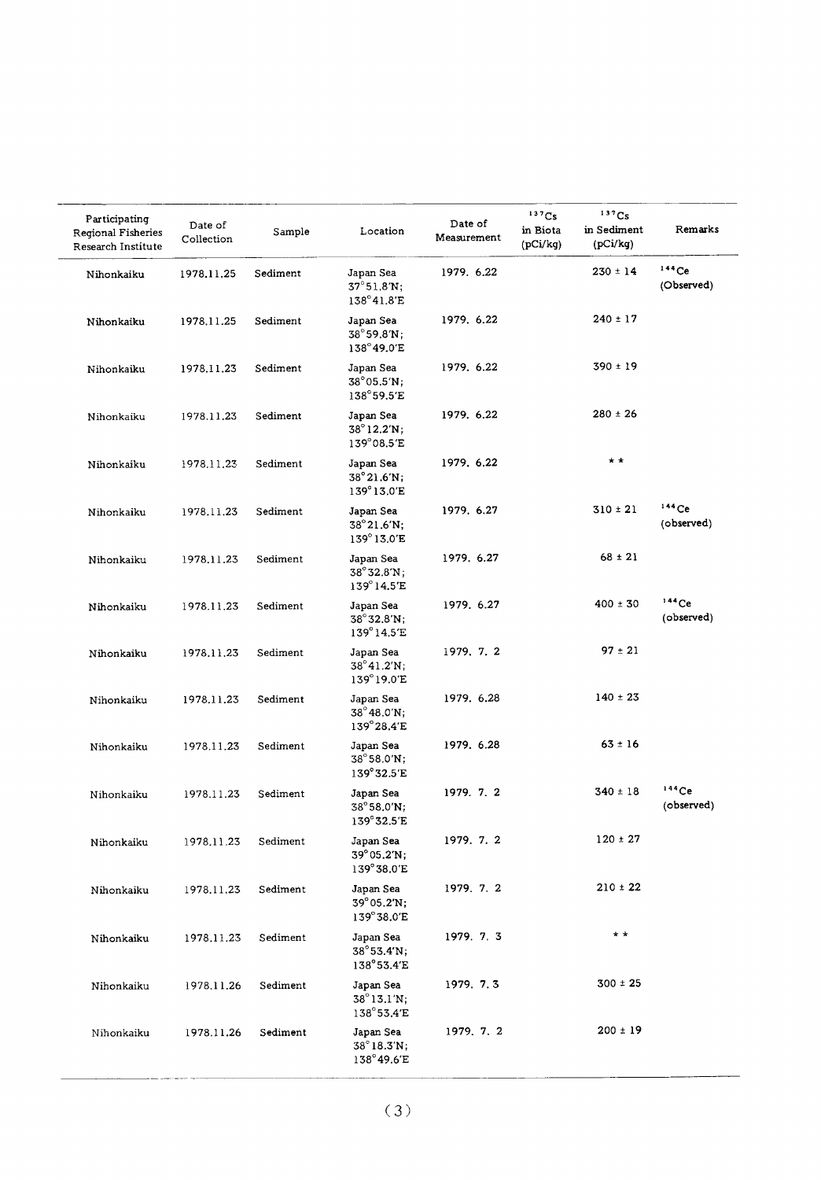| Participating Regional Fisheries Research Institute | Date of Collection | Sample | Location | Date of Measurement | $^{137}Cs$ in Biota (pCi/kg) | $^{137}Cs$ in Sediment (pCi/kg) | Remarks |
|---|---|---|---|---|---|---|---|
| Nihonkaiku | 1978.11.25 | Sediment | Japan Sea 37°51.8′N; 138°41.8′E | 1979. 6.22 | | 230 ± 14 | $^{144}Ce$ (Observed) |
| Nihonkaiku | 1978.11.25 | Sediment | Japan Sea 38°59.8′N; 138°49.0′E | 1979. 6.22 | | 240 ± 17 | |
| Nihonkaiku | 1978.11.23 | Sediment | Japan Sea 38°05.5′N; 138°59.5′E | 1979. 6.22 | | 390 ± 19 | |
| Nihonkaiku | 1978.11.23 | Sediment | Japan Sea 38°12.2′N; 139°08.5′E | 1979. 6.22 | | 280 ± 26 | |
| Nihonkaiku | 1978.11.23 | Sediment | Japan Sea 38°21.6′N; 139°13.0′E | 1979. 6.22 | | ** | |
| Nihonkaiku | 1978.11.23 | Sediment | Japan Sea 38°21.6′N; 139°13.0′E | 1979. 6.27 | | 310 ± 21 | $^{144}Ce$ (observed) |
| Nihonkaiku | 1978.11.23 | Sediment | Japan Sea 38°32.8′N; 139°14.5′E | 1979. 6.27 | | 68 ± 21 | |
| Nihonkaiku | 1978.11.23 | Sediment | Japan Sea 38°32.8′N; 139°14.5′E | 1979. 6.27 | | 400 ± 30 | $^{144}Ce$ (observed) |
| Nihonkaiku | 1978.11.23 | Sediment | Japan Sea 38°41.2′N; 139°19.0′E | 1979. 7. 2 | | 97 ± 21 | |
| Nihonkaiku | 1978.11.23 | Sediment | Japan Sea 38°48.0′N; 139°28.4′E | 1979. 6.28 | | 140 ± 23 | |
| Nihonkaiku | 1978.11.23 | Sediment | Japan Sea 38°58.0′N; 139°32.5′E | 1979. 6.28 | | 63 ± 16 | |
| Nihonkaiku | 1978.11.23 | Sediment | Japan Sea 38°58.0′N; 139°32.5′E | 1979. 7. 2 | | 340 ± 18 | $^{144}Ce$ (observed) |
| Nihonkaiku | 1978.11.23 | Sediment | Japan Sea 39°05.2′N; 139°38.0′E | 1979. 7. 2 | | 120 ± 27 | |
| Nihonkaiku | 1978.11.23 | Sediment | Japan Sea 39°05.2′N; 139°38.0′E | 1979. 7. 2 | | 210 ± 22 | |
| Nihonkaiku | 1978.11.23 | Sediment | Japan Sea 38°53.4′N; 138°53.4′E | 1979. 7. 3 | | ** | |
| Nihonkaiku | 1978.11.26 | Sediment | Japan Sea 38°13.1′N; 138°53.4′E | 1979. 7. 3 | | 300 ± 25 | |
| Nihonkaiku | 1978.11.26 | Sediment | Japan Sea 38°18.3′N; 138°49.6′E | 1979. 7. 2 | | 200 ± 19 | |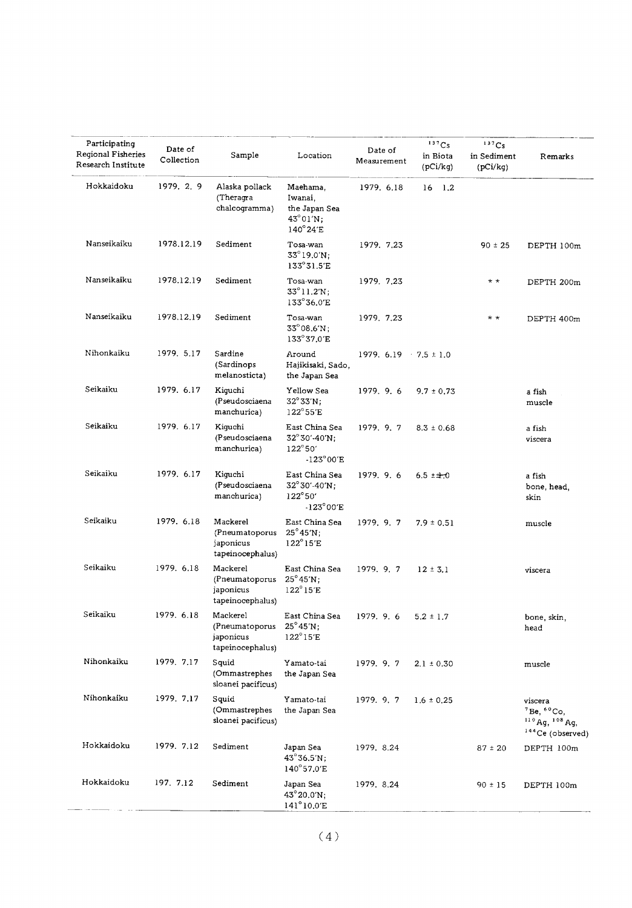| Participating Regional Fisheries Research Institute | Date of Collection | Sample | Location | Date of Measurement | $^{137}Cs$ in Biota (pCi/kg) | $^{137}Cs$ in Sediment (pCi/kg) | Remarks |
|---|---|---|---|---|---|---|---|
| Hokkaidoku | 1979. 2. 9 | Alaska pollack (Theragra chalcogramma) | Maehama, Iwanai, the Japan Sea 43°01'N; 140°24'E | 1979. 6.18 | 16 1.2 | | |
| Nanseikaiku | 1978.12.19 | Sediment | Tosa-wan 33°19.0'N; 133°31.5'E | 1979. 7.23 | | 90 ± 25 | DEPTH 100m |
| Nanseikaiku | 1978.12.19 | Sediment | Tosa-wan 33°11.2'N; 133°36.0'E | 1979. 7.23 | | * * | DEPTH 200m |
| Nanseikaiku | 1978.12.19 | Sediment | Tosa-wan 33°08.6'N; 133°37.0'E | 1979. 7.23 | | * * | DEPTH 400m |
| Nihonkaiku | 1979. 5.17 | Sardine (Sardinops melanosticta) | Around Hajikisaki, Sado, the Japan Sea | 1979. 6.19 | 7.5 ± 1.0 | | |
| Seikaiku | 1979. 6.17 | Kiguchi (Pseudosciaena manchurica) | Yellow Sea 32°33'N; 122°55'E | 1979. 9. 6 | 9.7 ± 0.73 | | a fish muscle |
| Seikaiku | 1979. 6.17 | Kiguchi (Pseudosciaena manchurica) | East China Sea 32°30'-40'N; 122°50' -123°00'E | 1979. 9. 7 | 8.3 ± 0.68 | | a fish viscera |
| Seikaiku | 1979. 6.17 | Kiguchi (Pseudosciaena manchurica) | East China Sea 32°30'-40'N; 122°50' -123°00'E | 1979. 9. 6 | 6.5 ± 1.0 | | a fish bone, head, skin |
| Seikaiku | 1979. 6.18 | Mackerel (Pneumatoporus japonicus tapeinocephalus) | East China Sea 25°45'N; 122°15'E | 1979. 9. 7 | 7.9 ± 0.51 | | muscle |
| Seikaiku | 1979. 6.18 | Mackerel (Pneumatoporus japonicus tapeinocephalus) | East China Sea 25°45'N; 122°15'E | 1979. 9. 7 | 12 ± 3.1 | | viscera |
| Seikaiku | 1979. 6.18 | Mackerel (Pneumatoporus japonicus tapeinocephalus) | East China Sea 25°45'N; 122°15'E | 1979. 9. 6 | 5.2 ± 1.7 | | bone, skin, head |
| Nihonkaiku | 1979. 7.17 | Squid (Ommastrephes sloanei pacificus) | Yamato-tai the Japan Sea | 1979. 9. 7 | 2.1 ± 0.30 | | muscle |
| Nihonkaiku | 1979. 7.17 | Squid (Ommastrephes sloanei pacificus) | Yamato-tai the Japan Sea | 1979. 9. 7 | 1.6 ± 0.25 | | viscera $^{7}Be$, $^{60}Co$, $^{110}Ag$, $^{108}Ag$, $^{144}Ce$ (observed) |
| Hokkaidoku | 1979. 7.12 | Sediment | Japan Sea 43°36.5'N; 140°57.0'E | 1979. 8.24 | | 87 ± 20 | DEPTH 100m |
| Hokkaidoku | 197. 7.12 | Sediment | Japan Sea 43°20.0'N; 141°10.0'E | 1979. 8.24 | | 90 ± 15 | DEPTH 100m |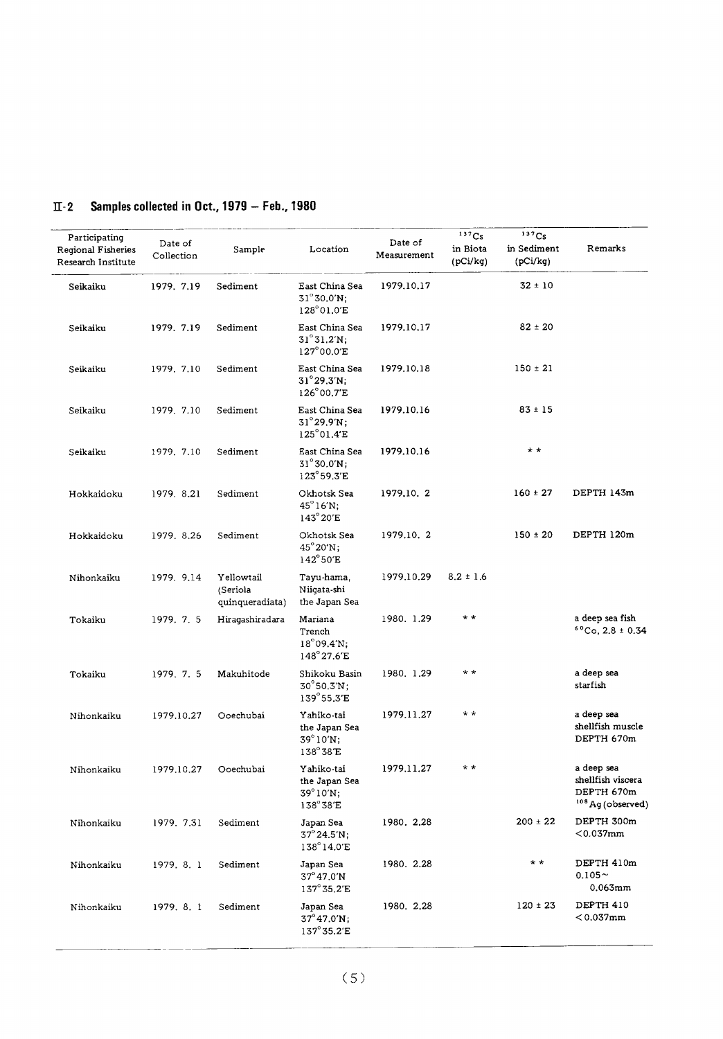## II-2 Samples collected in Oct., 1979 – Feb., 1980

| Participating Regional Fisheries Research Institute | Date of Collection | Sample | Location | Date of Measurement | $^{137}Cs$ in Biota (pCi/kg) | $^{137}Cs$ in Sediment (pCi/kg) | Remarks |
|---|---|---|---|---|---|---|---|
| Seikaiku | 1979. 7.19 | Sediment | East China Sea 31°30.0'N; 128°01.0'E | 1979.10.17 | | 32 ± 10 | |
| Seikaiku | 1979. 7.19 | Sediment | East China Sea 31°31.2'N; 127°00.0'E | 1979.10.17 | | 82 ± 20 | |
| Seikaiku | 1979. 7.10 | Sediment | East China Sea 31°29.3'N; 126°00.7'E | 1979.10.18 | | 150 ± 21 | |
| Seikaiku | 1979. 7.10 | Sediment | East China Sea 31°29.9'N; 125°01.4'E | 1979.10.16 | | 83 ± 15 | |
| Seikaiku | 1979. 7.10 | Sediment | East China Sea 31°30.0'N; 123°59.3'E | 1979.10.16 | | * * | |
| Hokkaidoku | 1979. 8.21 | Sediment | Okhotsk Sea 45°16'N; 143°20'E | 1979.10. 2 | | 160 ± 27 | DEPTH 143m |
| Hokkaidoku | 1979. 8.26 | Sediment | Okhotsk Sea 45°20'N; 142°50'E | 1979.10. 2 | | 150 ± 20 | DEPTH 120m |
| Nihonkaiku | 1979. 9.14 | Yellowtail (Seriola quinqueradiata) | Tayu-hama, Niigata-shi the Japan Sea | 1979.10.29 | 8.2 ± 1.6 | | |
| Tokaiku | 1979. 7. 5 | Hiragashiradara | Mariana Trench 18°09.4'N; 148°27.6'E | 1980. 1.29 | * * | | a deep sea fish $^{60}Co$, 2.8 ± 0.34 |
| Tokaiku | 1979. 7. 5 | Makuhitode | Shikoku Basin 30°50.3'N; 139°55.3'E | 1980. 1.29 | * * | | a deep sea starfish |
| Nihonkaiku | 1979.10.27 | Ooechubai | Yahiko-tai the Japan Sea 39°10'N; 138°38'E | 1979.11.27 | * * | | a deep sea shellfish muscle DEPTH 670m |
| Nihonkaiku | 1979.10.27 | Ooechubai | Yahiko-tai the Japan Sea 39°10'N; 138°38'E | 1979.11.27 | * * | | a deep sea shellfish viscera DEPTH 670m $^{108}Ag$ (observed) |
| Nihonkaiku | 1979. 7.31 | Sediment | Japan Sea 37°24.5'N; 138°14.0'E | 1980. 2.28 | | 200 ± 22 | DEPTH 300m <0.037mm |
| Nihonkaiku | 1979. 8. 1 | Sediment | Japan Sea 37°47.0'N 137°35.2'E | 1980. 2.28 | | * * | DEPTH 410m 0.105～0.063mm |
| Nihonkaiku | 1979. 8. 1 | Sediment | Japan Sea 37°47.0'N; 137°35.2'E | 1980. 2.28 | | 120 ± 23 | DEPTH 410 <0.037mm |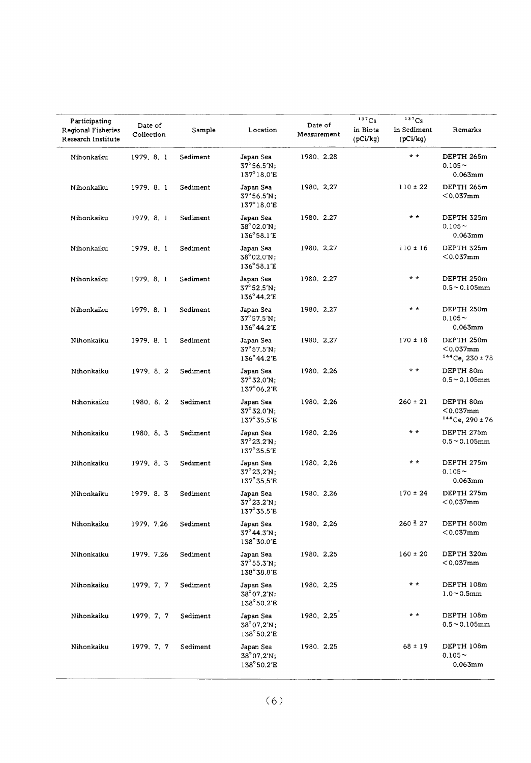| Participating Regional Fisheries Research Institute | Date of Collection | Sample | Location | Date of Measurement | $^{137}Cs$ in Biota (pCi/kg) | $^{137}Cs$ in Sediment (pCi/kg) | Remarks |
|---|---|---|---|---|---|---|---|
| Nihonkaiku | 1979. 8. 1 | Sediment | Japan Sea 37°56.5'N; 137°18.0'E | 1980. 2.28 | | * * | DEPTH 265m 0.105~ 0.063mm |
| Nihonkaiku | 1979. 8. 1 | Sediment | Japan Sea 37°56.5'N; 137°18.0'E | 1980. 2.27 | | 110 ± 22 | DEPTH 265m <0.037mm |
| Nihonkaiku | 1979. 8. 1 | Sediment | Japan Sea 38°02.0'N; 136°58.1'E | 1980. 2.27 | | * * | DEPTH 325m 0.105~ 0.063mm |
| Nihonkaiku | 1979. 8. 1 | Sediment | Japan Sea 38°02.0'N; 136°58.1'E | 1980. 2.27 | | 110 ± 16 | DEPTH 325m <0.037mm |
| Nihonkaiku | 1979. 8. 1 | Sediment | Japan Sea 37°52.5'N; 136°44.2'E | 1980. 2.27 | | * * | DEPTH 250m 0.5~0.105mm |
| Nihonkaiku | 1979. 8. 1 | Sediment | Japan Sea 37°57.5'N; 136°44.2'E | 1980. 2.27 | | * * | DEPTH 250m 0.105~ 0.063mm |
| Nihonkaiku | 1979. 8. 1 | Sediment | Japan Sea 37°57.5'N; 136°44.2'E | 1980. 2.27 | | 170 ± 18 | DEPTH 250m <0.037mm $^{144}Ce$, 230 ± 78 |
| Nihonkaiku | 1979. 8. 2 | Sediment | Japan Sea 37°32.0'N; 137°06.2'E | 1980. 2.26 | | * * | DEPTH 80m 0.5~0.105mm |
| Nihonkaiku | 1980. 8. 2 | Sediment | Japan Sea 37°32.0'N; 137°35.5'E | 1980. 2.26 | | 260 ± 21 | DEPTH 80m <0.037mm $^{144}Ce$, 290 ± 76 |
| Nihonkaiku | 1980. 8. 3 | Sediment | Japan Sea 37°23.2'N; 137°35.5'E | 1980. 2.26 | | * * | DEPTH 275m 0.5~0.105mm |
| Nihonkaiku | 1979. 8. 3 | Sediment | Japan Sea 37°23.2'N; 137°35.5'E | 1980. 2.26 | | * * | DEPTH 275m 0.105~ 0.063mm |
| Nihonkaiku | 1979. 8. 3 | Sediment | Japan Sea 37°23.2'N; 137°35.5'E | 1980. 2.26 | | 170 ± 24 | DEPTH 275m <0.037mm |
| Nihonkaiku | 1979. 7.26 | Sediment | Japan Sea 37°44.3'N; 138°30.0'E | 1980. 2.26 | | 260 ± 27 | DEPTH 500m <0.037mm |
| Nihonkaiku | 1979. 7.26 | Sediment | Japan Sea 37°55.3'N; 138°38.8'E | 1980. 2.25 | | 160 ± 20 | DEPTH 320m <0.037mm |
| Nihonkaiku | 1979. 7. 7 | Sediment | Japan Sea 38°07.2'N; 138°50.2'E | 1980. 2.25 | | * * | DEPTH 108m 1.0~0.5mm |
| Nihonkaiku | 1979. 7. 7 | Sediment | Japan Sea 38°07.2'N; 138°50.2'E | 1980. 2.25 | | * * | DEPTH 108m 0.5~0.105mm |
| Nihonkaiku | 1979. 7. 7 | Sediment | Japan Sea 38°07.2'N; 138°50.2'E | 1980. 2.25 | | 68 ± 19 | DEPTH 108m 0.105~ 0.063mm |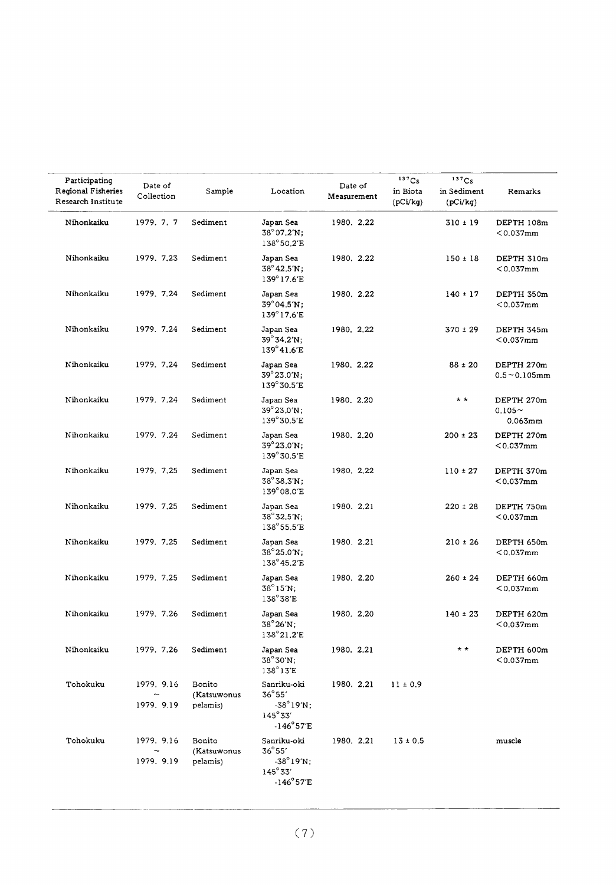| Participating Regional Fisheries Research Institute | Date of Collection | Sample | Location | Date of Measurement | $^{137}Cs$ in Biota (pCi/kg) | $^{137}Cs$ in Sediment (pCi/kg) | Remarks |
|---|---|---|---|---|---|---|---|
| Nihonkaiku | 1979. 7. 7 | Sediment | Japan Sea 38°07.2′N; 138°50.2′E | 1980. 2.22 | | 310 ± 19 | DEPTH 108m <0.037mm |
| Nihonkaiku | 1979. 7.23 | Sediment | Japan Sea 38°42.5′N; 139°17.6′E | 1980. 2.22 | | 150 ± 18 | DEPTH 310m <0.037mm |
| Nihonkaiku | 1979. 7.24 | Sediment | Japan Sea 39°04.5′N; 139°17.6′E | 1980. 2.22 | | 140 ± 17 | DEPTH 350m <0.037mm |
| Nihonkaiku | 1979. 7.24 | Sediment | Japan Sea 39°34.2′N; 139°41.6′E | 1980. 2.22 | | 370 ± 29 | DEPTH 345m <0.037mm |
| Nihonkaiku | 1979. 7.24 | Sediment | Japan Sea 39°23.0′N; 139°30.5′E | 1980. 2.22 | | 88 ± 20 | DEPTH 270m 0.5 ~ 0.105mm |
| Nihonkaiku | 1979. 7.24 | Sediment | Japan Sea 39°23.0′N; 139°30.5′E | 1980. 2.20 | | * * | DEPTH 270m 0.105 ~ 0.063mm |
| Nihonkaiku | 1979. 7.24 | Sediment | Japan Sea 39°23.0′N; 139°30.5′E | 1980. 2.20 | | 200 ± 23 | DEPTH 270m <0.037mm |
| Nihonkaiku | 1979. 7.25 | Sediment | Japan Sea 38°38.3′N; 139°08.0′E | 1980. 2.22 | | 110 ± 27 | DEPTH 370m <0.037mm |
| Nihonkaiku | 1979. 7.25 | Sediment | Japan Sea 38°32.5′N; 138°55.5′E | 1980. 2.21 | | 220 ± 28 | DEPTH 750m <0.037mm |
| Nihonkaiku | 1979. 7.25 | Sediment | Japan Sea 38°25.0′N; 138°45.2′E | 1980. 2.21 | | 210 ± 26 | DEPTH 650m <0.037mm |
| Nihonkaiku | 1979. 7.25 | Sediment | Japan Sea 38°15′N; 138°38′E | 1980. 2.20 | | 260 ± 24 | DEPTH 660m <0.037mm |
| Nihonkaiku | 1979. 7.26 | Sediment | Japan Sea 38°26′N; 138°21.2′E | 1980. 2.20 | | 140 ± 23 | DEPTH 620m <0.037mm |
| Nihonkaiku | 1979. 7.26 | Sediment | Japan Sea 38°30′N; 138°13′E | 1980. 2.21 | | * * | DEPTH 600m <0.037mm |
| Tohokuku | 1979. 9.16 ~ 1979. 9.19 | Bonito (Katsuwonus pelamis) | Sanriku-oki 36°55′ -38°19′N; 145°33′ -146°57′E | 1980. 2.21 | 11 ± 0.9 | | |
| Tohokuku | 1979. 9.16 ~ 1979. 9.19 | Bonito (Katsuwonus pelamis) | Sanriku-oki 36°55′ -38°19′N; 145°33′ -146°57′E | 1980. 2.21 | 13 ± 0.5 | | muscle |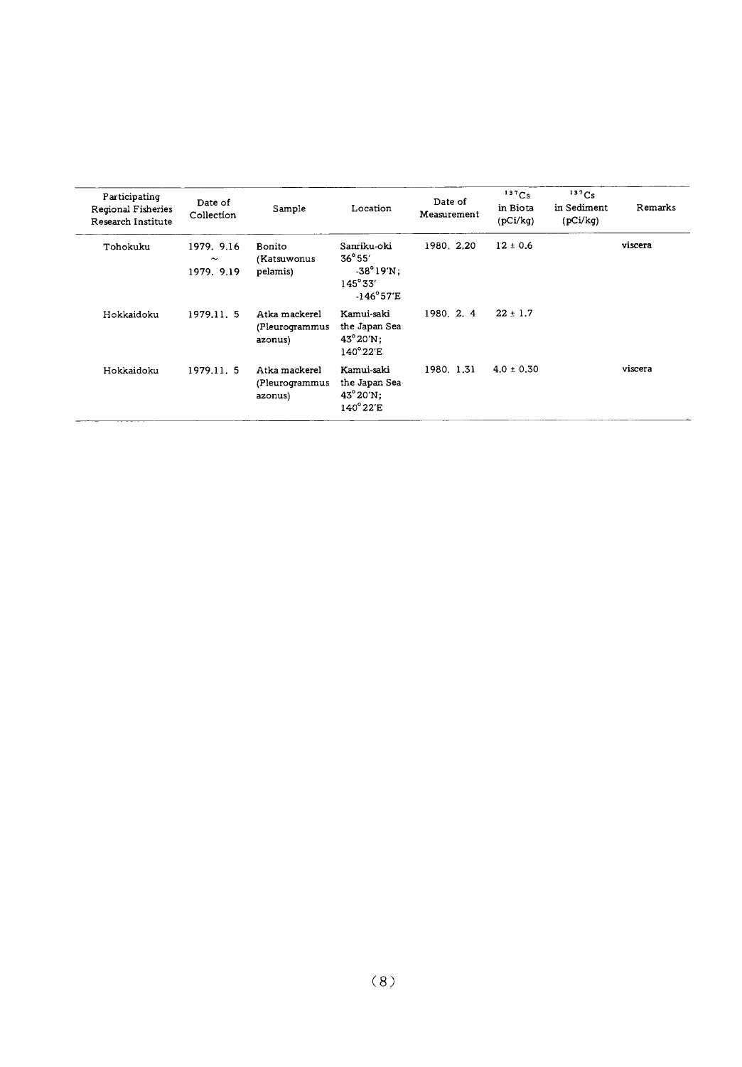| Participating Regional Fisheries Research Institute | Date of Collection | Sample | Location | Date of Measurement | $^{137}Cs$ in Biota (pCi/kg) | $^{137}Cs$ in Sediment (pCi/kg) | Remarks |
|---|---|---|---|---|---|---|---|
| Tohokuku | 1979. 9.16 ~ 1979. 9.19 | Bonito (Katsuwonus pelamis) | Sanriku-oki 36°55′ -38°19′N; 145°33′ -146°57′E | 1980. 2.20 | 12 ± 0.6 | | viscera |
| Hokkaidoku | 1979.11. 5 | Atka mackerel (Pleurogrammus azonus) | Kamui-saki the Japan Sea 43°20′N; 140°22′E | 1980. 2. 4 | 22 ± 1.7 | | |
| Hokkaidoku | 1979.11. 5 | Atka mackerel (Pleurogrammus azonus) | Kamui-saki the Japan Sea 43°20′N; 140°22′E | 1980. 1.31 | 4.0 ± 0.30 | | viscera |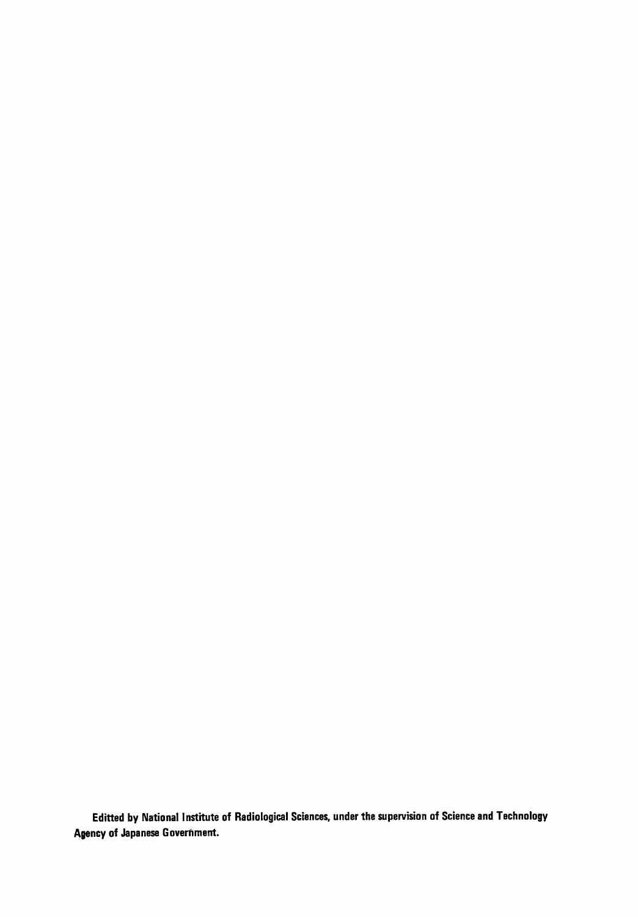Editted by National Institute of Radiological Sciences, under the supervision of Science and Technology Agency of Japanese Government.